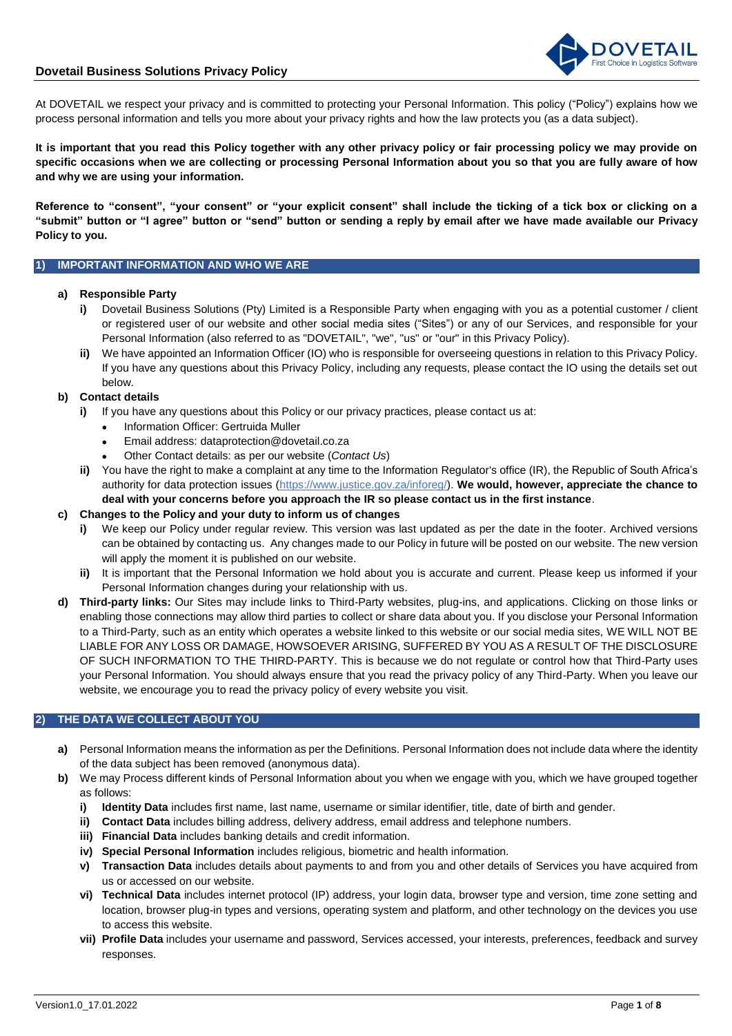# Dovetail Business Solutions Privacy Policy

At DOVETAIL we respect your privacy and is committed to protecting your Personal Information. This policy ("Policy") explains how we process personal information and tells you more about your privacy rights and how the law protects you (as a data subject).

**It is important that you read this Policy together with any other privacy policy or fair processing policy we may provide on specific occasions when we are collecting or processing Personal Information about you so that you are fully aware of how and why we are using your information.**

**Reference to "consent", "your consent" or "your explicit consent" shall include the ticking of a tick box or clicking on a "submit" button or "I agree" button or "send" button or sending a reply by email after we have made available our Privacy Policy to you.**

## 1) IMPORTANT INFORMATION AND WHO WE ARE

**a) Responsible Party**

- **i)** Dovetail Business Solutions (Pty) Limited is a Responsible Party when engaging with you as a potential customer / client or registered user of our website and other social media sites ("Sites") or any of our Services, and responsible for your Personal Information (also referred to as "DOVETAIL", "we", "us" or "our" in this Privacy Policy).
- **ii)** We have appointed an Information Officer (IO) who is responsible for overseeing questions in relation to this Privacy Policy. If you have any questions about this Privacy Policy, including any requests, please contact the IO using the details set out below.

**b) Contact details**

- **i)** If you have any questions about this Policy or our privacy practices, please contact us at:
  - Information Officer: Gertruida Muller
  - Email address: dataprotection@dovetail.co.za
  - Other Contact details: as per our website (*Contact Us*)
- **ii)** You have the right to make a complaint at any time to the Information Regulator's office (IR), the Republic of South Africa's authority for data protection issues (https://www.justice.gov.za/inforeg/). **We would, however, appreciate the chance to deal with your concerns before you approach the IR so please contact us in the first instance**.

**c) Changes to the Policy and your duty to inform us of changes**

- **i)** We keep our Policy under regular review. This version was last updated as per the date in the footer. Archived versions can be obtained by contacting us. Any changes made to our Policy in future will be posted on our website. The new version will apply the moment it is published on our website.
- **ii)** It is important that the Personal Information we hold about you is accurate and current. Please keep us informed if your Personal Information changes during your relationship with us.

**d) Third-party links:** Our Sites may include links to Third-Party websites, plug-ins, and applications. Clicking on those links or enabling those connections may allow third parties to collect or share data about you. If you disclose your Personal Information to a Third-Party, such as an entity which operates a website linked to this website or our social media sites, WE WILL NOT BE LIABLE FOR ANY LOSS OR DAMAGE, HOWSOEVER ARISING, SUFFERED BY YOU AS A RESULT OF THE DISCLOSURE OF SUCH INFORMATION TO THE THIRD-PARTY. This is because we do not regulate or control how that Third-Party uses your Personal Information. You should always ensure that you read the privacy policy of any Third-Party. When you leave our website, we encourage you to read the privacy policy of every website you visit.

## 2) THE DATA WE COLLECT ABOUT YOU

**a)** Personal Information means the information as per the Definitions. Personal Information does not include data where the identity of the data subject has been removed (anonymous data).

**b)** We may Process different kinds of Personal Information about you when we engage with you, which we have grouped together as follows:

- **i) Identity Data** includes first name, last name, username or similar identifier, title, date of birth and gender.
- **ii) Contact Data** includes billing address, delivery address, email address and telephone numbers.
- **iii) Financial Data** includes banking details and credit information.
- **iv) Special Personal Information** includes religious, biometric and health information.
- **v) Transaction Data** includes details about payments to and from you and other details of Services you have acquired from us or accessed on our website.
- **vi) Technical Data** includes internet protocol (IP) address, your login data, browser type and version, time zone setting and location, browser plug-in types and versions, operating system and platform, and other technology on the devices you use to access this website.
- **vii) Profile Data** includes your username and password, Services accessed, your interests, preferences, feedback and survey responses.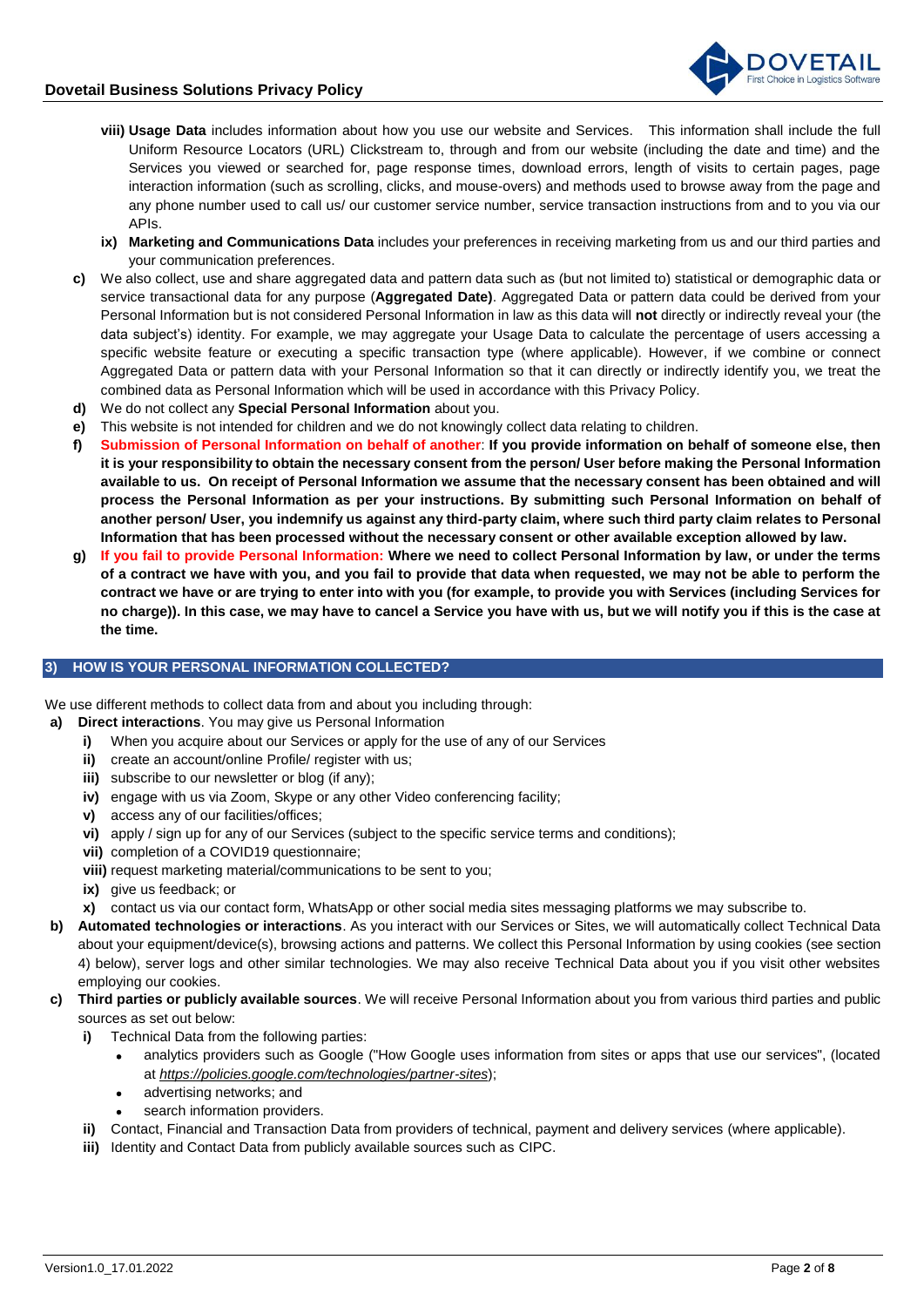- **viii) Usage Data** includes information about how you use our website and Services. This information shall include the full Uniform Resource Locators (URL) Clickstream to, through and from our website (including the date and time) and the Services you viewed or searched for, page response times, download errors, length of visits to certain pages, page interaction information (such as scrolling, clicks, and mouse-overs) and methods used to browse away from the page and any phone number used to call us/ our customer service number, service transaction instructions from and to you via our APIs.
- **ix) Marketing and Communications Data** includes your preferences in receiving marketing from us and our third parties and your communication preferences.

**c)** We also collect, use and share aggregated data and pattern data such as (but not limited to) statistical or demographic data or service transactional data for any purpose (**Aggregated Date)**. Aggregated Data or pattern data could be derived from your Personal Information but is not considered Personal Information in law as this data will **not** directly or indirectly reveal your (the data subject's) identity. For example, we may aggregate your Usage Data to calculate the percentage of users accessing a specific website feature or executing a specific transaction type (where applicable). However, if we combine or connect Aggregated Data or pattern data with your Personal Information so that it can directly or indirectly identify you, we treat the combined data as Personal Information which will be used in accordance with this Privacy Policy.

**d)** We do not collect any **Special Personal Information** about you.

**e)** This website is not intended for children and we do not knowingly collect data relating to children.

**f)** **Submission of Personal Information on behalf of another**: **If you provide information on behalf of someone else, then it is your responsibility to obtain the necessary consent from the person/ User before making the Personal Information available to us. On receipt of Personal Information we assume that the necessary consent has been obtained and will process the Personal Information as per your instructions. By submitting such Personal Information on behalf of another person/ User, you indemnify us against any third-party claim, where such third party claim relates to Personal Information that has been processed without the necessary consent or other available exception allowed by law.**

**g)** **If you fail to provide Personal Information: Where we need to collect Personal Information by law, or under the terms of a contract we have with you, and you fail to provide that data when requested, we may not be able to perform the contract we have or are trying to enter into with you (for example, to provide you with Services (including Services for no charge)). In this case, we may have to cancel a Service you have with us, but we will notify you if this is the case at the time.**

## 3) HOW IS YOUR PERSONAL INFORMATION COLLECTED?

We use different methods to collect data from and about you including through:

**a) Direct interactions**. You may give us Personal Information

- **i)** When you acquire about our Services or apply for the use of any of our Services
- **ii)** create an account/online Profile/ register with us;
- **iii)** subscribe to our newsletter or blog (if any);
- **iv)** engage with us via Zoom, Skype or any other Video conferencing facility;
- **v)** access any of our facilities/offices;
- **vi)** apply / sign up for any of our Services (subject to the specific service terms and conditions);
- **vii)** completion of a COVID19 questionnaire;
- **viii)** request marketing material/communications to be sent to you;
- **ix)** give us feedback; or
- **x)** contact us via our contact form, WhatsApp or other social media sites messaging platforms we may subscribe to.

**b) Automated technologies or interactions**. As you interact with our Services or Sites, we will automatically collect Technical Data about your equipment/device(s), browsing actions and patterns. We collect this Personal Information by using cookies (see section 4) below), server logs and other similar technologies. We may also receive Technical Data about you if you visit other websites employing our cookies.

**c) Third parties or publicly available sources**. We will receive Personal Information about you from various third parties and public sources as set out below:

- **i)** Technical Data from the following parties:
  - analytics providers such as Google ("How Google uses information from sites or apps that use our services", (located at *https://policies.google.com/technologies/partner-sites*);
  - advertising networks; and
  - search information providers.
- **ii)** Contact, Financial and Transaction Data from providers of technical, payment and delivery services (where applicable).
- **iii)** Identity and Contact Data from publicly available sources such as CIPC.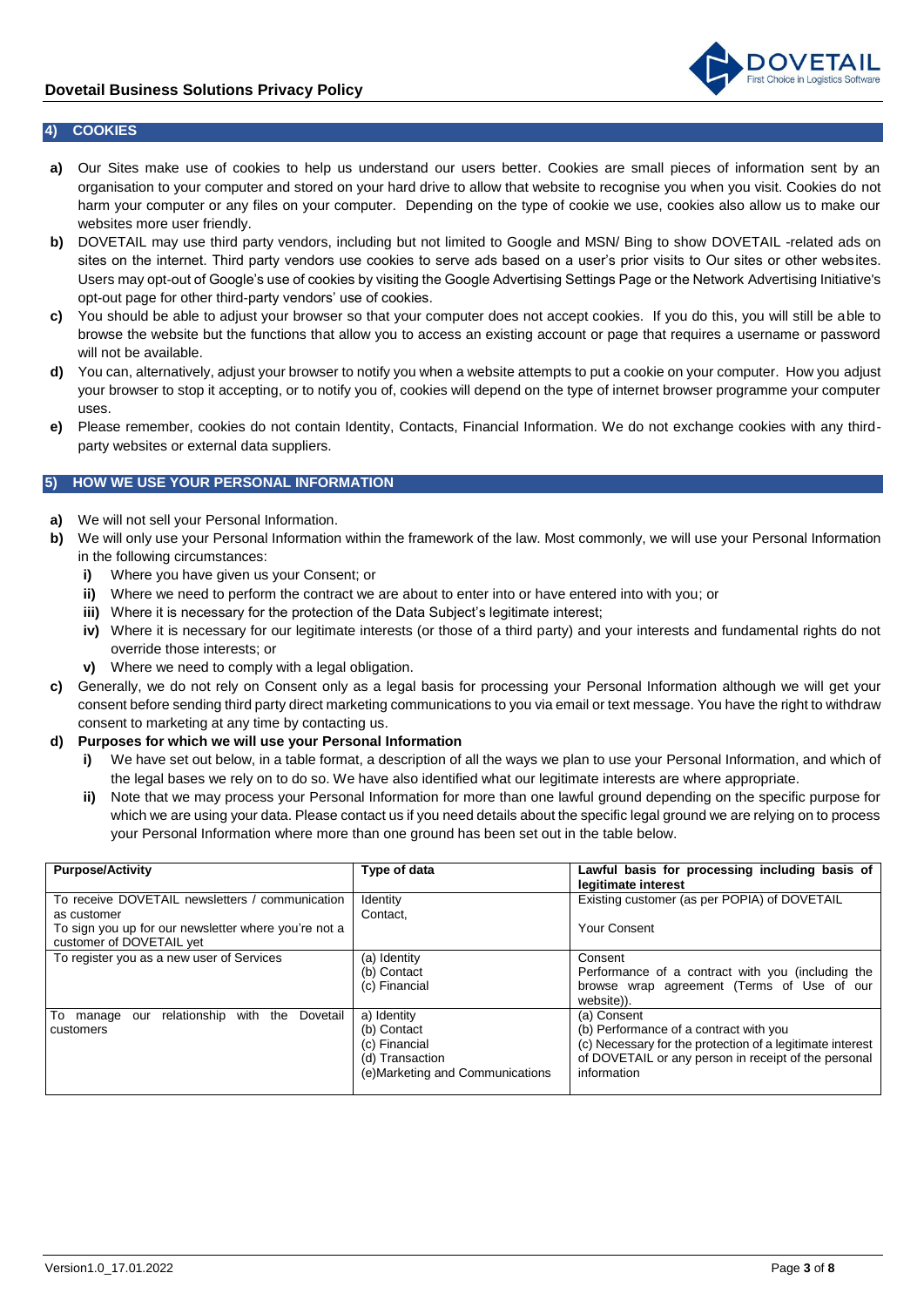## 4) COOKIES

**a)** Our Sites make use of cookies to help us understand our users better. Cookies are small pieces of information sent by an organisation to your computer and stored on your hard drive to allow that website to recognise you when you visit. Cookies do not harm your computer or any files on your computer. Depending on the type of cookie we use, cookies also allow us to make our websites more user friendly.

**b)** DOVETAIL may use third party vendors, including but not limited to Google and MSN/ Bing to show DOVETAIL -related ads on sites on the internet. Third party vendors use cookies to serve ads based on a user's prior visits to Our sites or other websites. Users may opt-out of Google's use of cookies by visiting the Google Advertising Settings Page or the Network Advertising Initiative's opt-out page for other third-party vendors' use of cookies.

**c)** You should be able to adjust your browser so that your computer does not accept cookies. If you do this, you will still be able to browse the website but the functions that allow you to access an existing account or page that requires a username or password will not be available.

**d)** You can, alternatively, adjust your browser to notify you when a website attempts to put a cookie on your computer. How you adjust your browser to stop it accepting, or to notify you of, cookies will depend on the type of internet browser programme your computer uses.

**e)** Please remember, cookies do not contain Identity, Contacts, Financial Information. We do not exchange cookies with any third-party websites or external data suppliers.

## 5) HOW WE USE YOUR PERSONAL INFORMATION

**a)** We will not sell your Personal Information.

**b)** We will only use your Personal Information within the framework of the law. Most commonly, we will use your Personal Information in the following circumstances:

- **i)** Where you have given us your Consent; or
- **ii)** Where we need to perform the contract we are about to enter into or have entered into with you; or
- **iii)** Where it is necessary for the protection of the Data Subject's legitimate interest;
- **iv)** Where it is necessary for our legitimate interests (or those of a third party) and your interests and fundamental rights do not override those interests; or
- **v)** Where we need to comply with a legal obligation.

**c)** Generally, we do not rely on Consent only as a legal basis for processing your Personal Information although we will get your consent before sending third party direct marketing communications to you via email or text message. You have the right to withdraw consent to marketing at any time by contacting us.

**d) Purposes for which we will use your Personal Information**

- **i)** We have set out below, in a table format, a description of all the ways we plan to use your Personal Information, and which of the legal bases we rely on to do so. We have also identified what our legitimate interests are where appropriate.
- **ii)** Note that we may process your Personal Information for more than one lawful ground depending on the specific purpose for which we are using your data. Please contact us if you need details about the specific legal ground we are relying on to process your Personal Information where more than one ground has been set out in the table below.

| Purpose/Activity | Type of data | Lawful basis for processing including basis of legitimate interest |
|---|---|---|
| To receive DOVETAIL newsletters / communication as customer<br>To sign you up for our newsletter where you're not a customer of DOVETAIL yet | Identity<br>Contact, | Existing customer (as per POPIA) of DOVETAIL<br><br>Your Consent |
| To register you as a new user of Services | (a) Identity<br>(b) Contact<br>(c) Financial | Consent<br>Performance of a contract with you (including the browse wrap agreement (Terms of Use of our website)). |
| To manage our relationship with the Dovetail customers | a) Identity<br>(b) Contact<br>(c) Financial<br>(d) Transaction<br>(e)Marketing and Communications | (a) Consent<br>(b) Performance of a contract with you<br>(c) Necessary for the protection of a legitimate interest of DOVETAIL or any person in receipt of the personal information |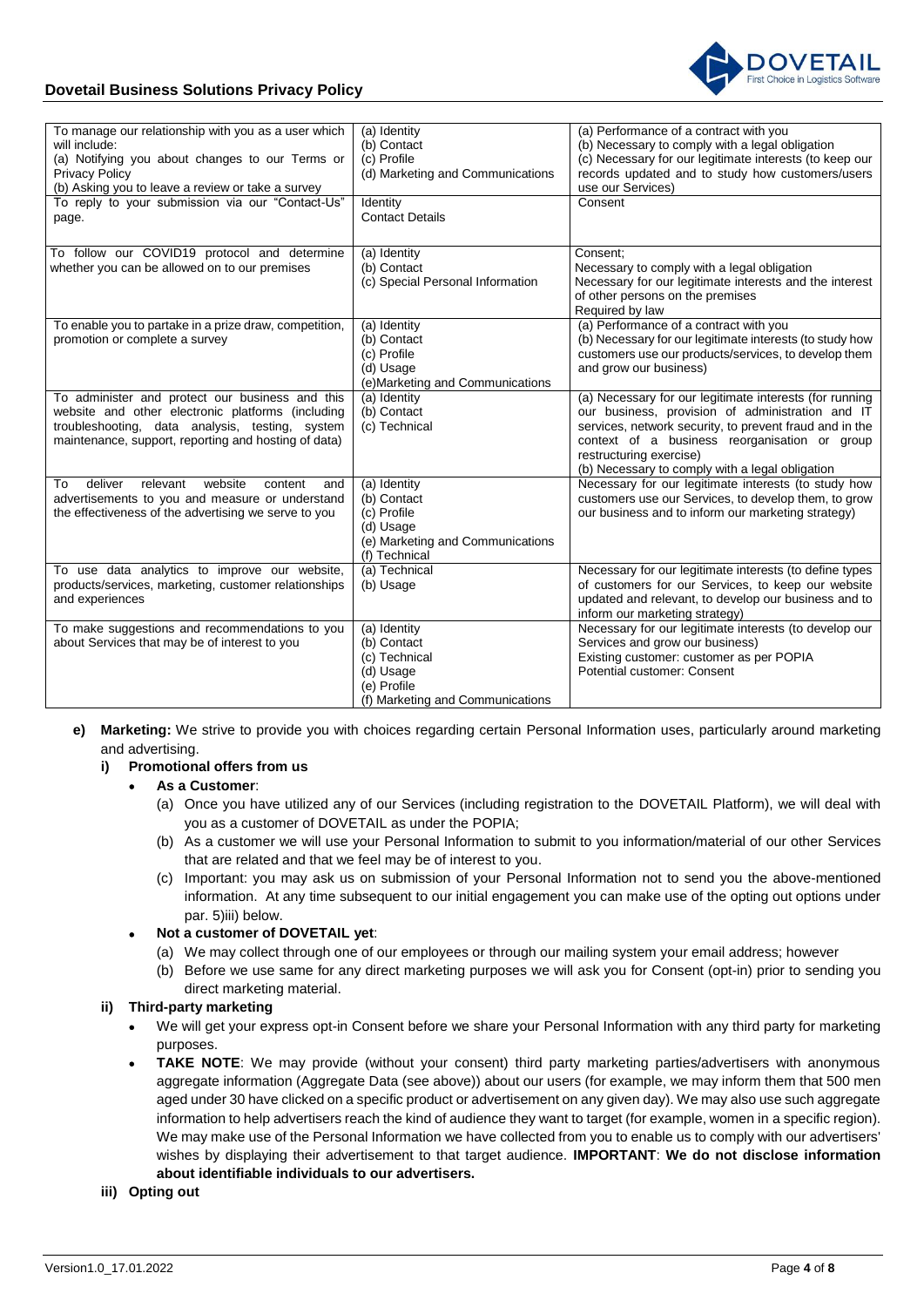| To manage our relationship with you as a user which will include: (a) Notifying you about changes to our Terms or Privacy Policy (b) Asking you to leave a review or take a survey | (a) Identity (b) Contact (c) Profile (d) Marketing and Communications | (a) Performance of a contract with you (b) Necessary to comply with a legal obligation (c) Necessary for our legitimate interests (to keep our records updated and to study how customers/users use our Services) |
|---|---|---|
| To reply to your submission via our "Contact-Us" page. | Identity Contact Details | Consent |
| To follow our COVID19 protocol and determine whether you can be allowed on to our premises | (a) Identity (b) Contact (c) Special Personal Information | Consent; Necessary to comply with a legal obligation Necessary for our legitimate interests and the interest of other persons on the premises Required by law |
| To enable you to partake in a prize draw, competition, promotion or complete a survey | (a) Identity (b) Contact (c) Profile (d) Usage (e)Marketing and Communications | (a) Performance of a contract with you (b) Necessary for our legitimate interests (to study how customers use our products/services, to develop them and grow our business) |
| To administer and protect our business and this website and other electronic platforms (including troubleshooting, data analysis, testing, system maintenance, support, reporting and hosting of data) | (a) Identity (b) Contact (c) Technical | (a) Necessary for our legitimate interests (for running our business, provision of administration and IT services, network security, to prevent fraud and in the context of a business reorganisation or group restructuring exercise) (b) Necessary to comply with a legal obligation |
| To deliver relevant website content and advertisements to you and measure or understand the effectiveness of the advertising we serve to you | (a) Identity (b) Contact (c) Profile (d) Usage (e) Marketing and Communications (f) Technical | Necessary for our legitimate interests (to study how customers use our Services, to develop them, to grow our business and to inform our marketing strategy) |
| To use data analytics to improve our website, products/services, marketing, customer relationships and experiences | (a) Technical (b) Usage | Necessary for our legitimate interests (to define types of customers for our Services, to keep our website updated and relevant, to develop our business and to inform our marketing strategy) |
| To make suggestions and recommendations to you about Services that may be of interest to you | (a) Identity (b) Contact (c) Technical (d) Usage (e) Profile (f) Marketing and Communications | Necessary for our legitimate interests (to develop our Services and grow our business) Existing customer: customer as per POPIA Potential customer: Consent |

**e) Marketing:** We strive to provide you with choices regarding certain Personal Information uses, particularly around marketing and advertising.

**i) Promotional offers from us**

- **As a Customer**:
  - (a) Once you have utilized any of our Services (including registration to the DOVETAIL Platform), we will deal with you as a customer of DOVETAIL as under the POPIA;
  - (b) As a customer we will use your Personal Information to submit to you information/material of our other Services that are related and that we feel may be of interest to you.
  - (c) Important: you may ask us on submission of your Personal Information not to send you the above-mentioned information. At any time subsequent to our initial engagement you can make use of the opting out options under par. 5)iii) below.
- **Not a customer of DOVETAIL yet**:
  - (a) We may collect through one of our employees or through our mailing system your email address; however
  - (b) Before we use same for any direct marketing purposes we will ask you for Consent (opt-in) prior to sending you direct marketing material.

**ii) Third-party marketing**

- We will get your express opt-in Consent before we share your Personal Information with any third party for marketing purposes.
- **TAKE NOTE**: We may provide (without your consent) third party marketing parties/advertisers with anonymous aggregate information (Aggregate Data (see above)) about our users (for example, we may inform them that 500 men aged under 30 have clicked on a specific product or advertisement on any given day). We may also use such aggregate information to help advertisers reach the kind of audience they want to target (for example, women in a specific region). We may make use of the Personal Information we have collected from you to enable us to comply with our advertisers' wishes by displaying their advertisement to that target audience. **IMPORTANT**: **We do not disclose information about identifiable individuals to our advertisers.**

**iii) Opting out**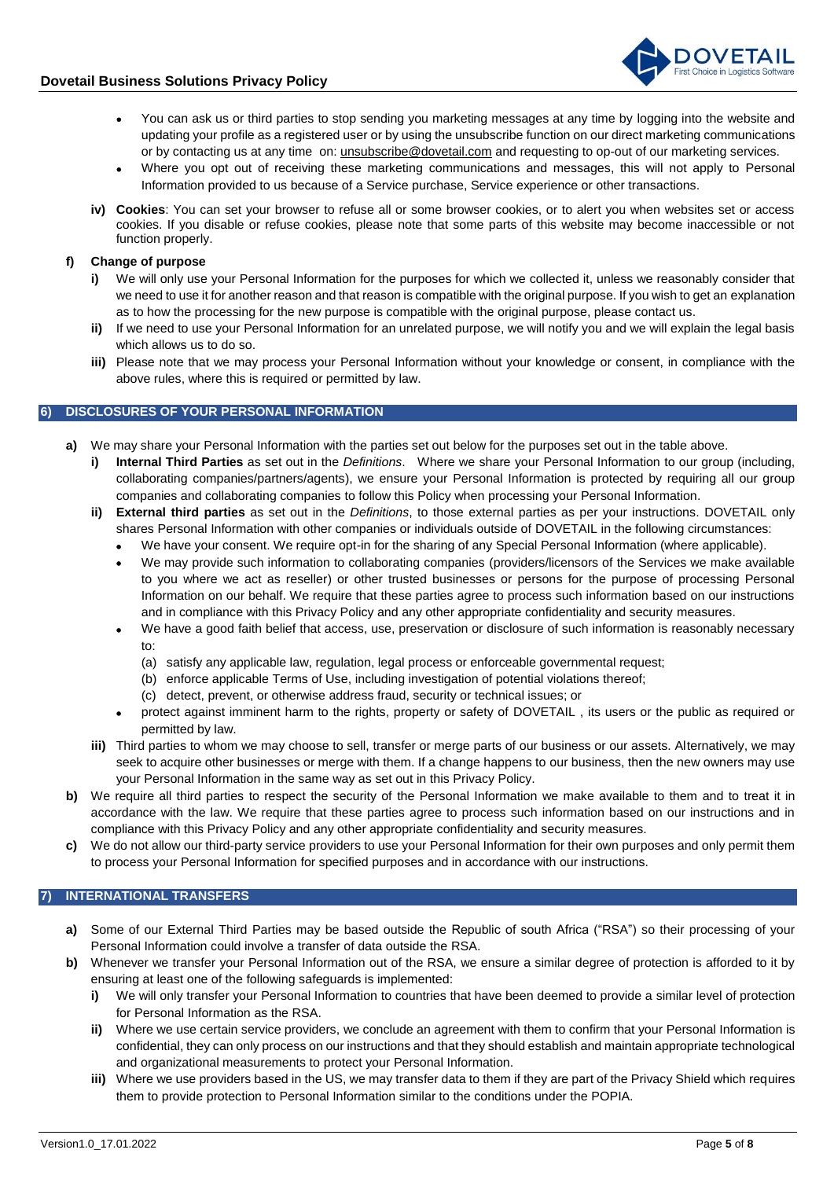- You can ask us or third parties to stop sending you marketing messages at any time by logging into the website and updating your profile as a registered user or by using the unsubscribe function on our direct marketing communications or by contacting us at any time on: unsubscribe@dovetail.com and requesting to op-out of our marketing services.
- Where you opt out of receiving these marketing communications and messages, this will not apply to Personal Information provided to us because of a Service purchase, Service experience or other transactions.

**iv) Cookies**: You can set your browser to refuse all or some browser cookies, or to alert you when websites set or access cookies. If you disable or refuse cookies, please note that some parts of this website may become inaccessible or not function properly.

**f) Change of purpose**

**i)** We will only use your Personal Information for the purposes for which we collected it, unless we reasonably consider that we need to use it for another reason and that reason is compatible with the original purpose. If you wish to get an explanation as to how the processing for the new purpose is compatible with the original purpose, please contact us.

**ii)** If we need to use your Personal Information for an unrelated purpose, we will notify you and we will explain the legal basis which allows us to do so.

**iii)** Please note that we may process your Personal Information without your knowledge or consent, in compliance with the above rules, where this is required or permitted by law.

## 6) DISCLOSURES OF YOUR PERSONAL INFORMATION

**a)** We may share your Personal Information with the parties set out below for the purposes set out in the table above.

**i) Internal Third Parties** as set out in the *Definitions*. Where we share your Personal Information to our group (including, collaborating companies/partners/agents), we ensure your Personal Information is protected by requiring all our group companies and collaborating companies to follow this Policy when processing your Personal Information.

**ii) External third parties** as set out in the *Definitions*, to those external parties as per your instructions. DOVETAIL only shares Personal Information with other companies or individuals outside of DOVETAIL in the following circumstances:

- We have your consent. We require opt-in for the sharing of any Special Personal Information (where applicable).
- We may provide such information to collaborating companies (providers/licensors of the Services we make available to you where we act as reseller) or other trusted businesses or persons for the purpose of processing Personal Information on our behalf. We require that these parties agree to process such information based on our instructions and in compliance with this Privacy Policy and any other appropriate confidentiality and security measures.
- We have a good faith belief that access, use, preservation or disclosure of such information is reasonably necessary to:
  (a) satisfy any applicable law, regulation, legal process or enforceable governmental request;
  (b) enforce applicable Terms of Use, including investigation of potential violations thereof;
  (c) detect, prevent, or otherwise address fraud, security or technical issues; or
- protect against imminent harm to the rights, property or safety of DOVETAIL , its users or the public as required or permitted by law.

**iii)** Third parties to whom we may choose to sell, transfer or merge parts of our business or our assets. Alternatively, we may seek to acquire other businesses or merge with them. If a change happens to our business, then the new owners may use your Personal Information in the same way as set out in this Privacy Policy.

**b)** We require all third parties to respect the security of the Personal Information we make available to them and to treat it in accordance with the law. We require that these parties agree to process such information based on our instructions and in compliance with this Privacy Policy and any other appropriate confidentiality and security measures.

**c)** We do not allow our third-party service providers to use your Personal Information for their own purposes and only permit them to process your Personal Information for specified purposes and in accordance with our instructions.

## 7) INTERNATIONAL TRANSFERS

**a)** Some of our External Third Parties may be based outside the Republic of south Africa ("RSA") so their processing of your Personal Information could involve a transfer of data outside the RSA.

**b)** Whenever we transfer your Personal Information out of the RSA, we ensure a similar degree of protection is afforded to it by ensuring at least one of the following safeguards is implemented:

**i)** We will only transfer your Personal Information to countries that have been deemed to provide a similar level of protection for Personal Information as the RSA.

**ii)** Where we use certain service providers, we conclude an agreement with them to confirm that your Personal Information is confidential, they can only process on our instructions and that they should establish and maintain appropriate technological and organizational measurements to protect your Personal Information.

**iii)** Where we use providers based in the US, we may transfer data to them if they are part of the Privacy Shield which requires them to provide protection to Personal Information similar to the conditions under the POPIA.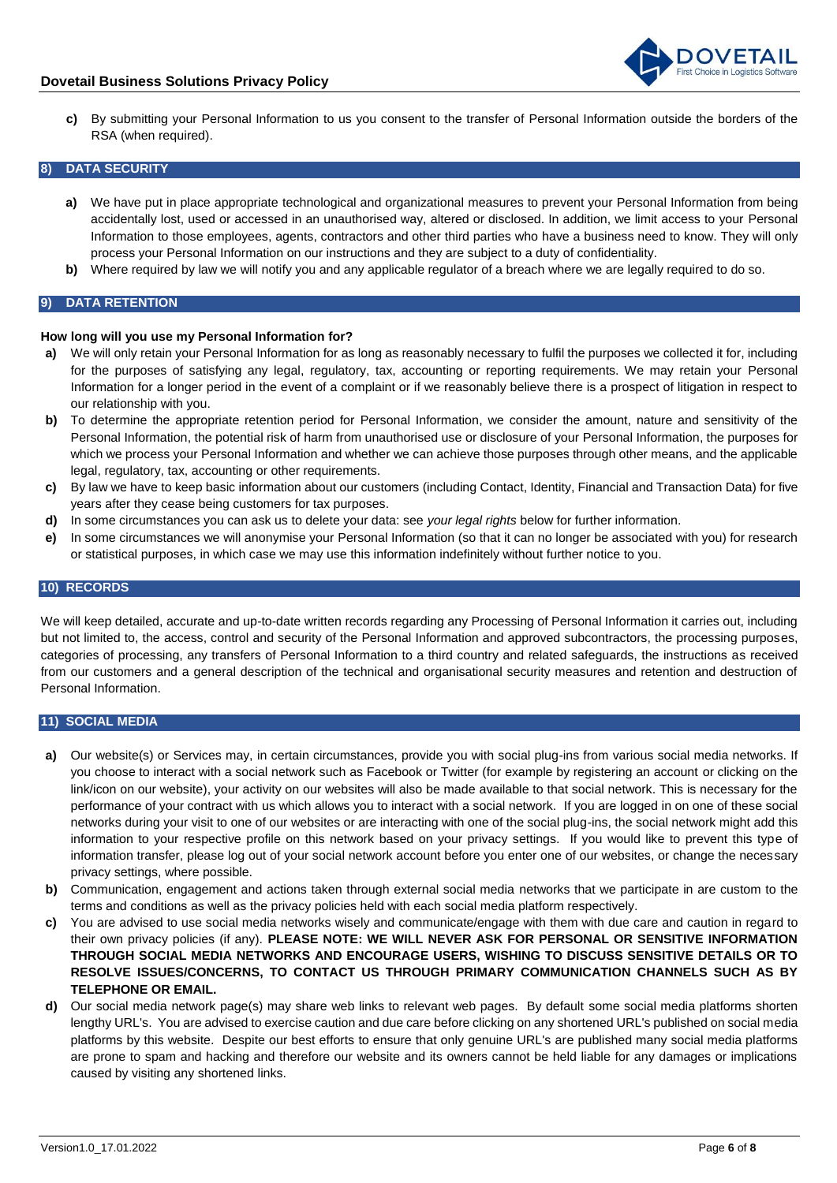c) By submitting your Personal Information to us you consent to the transfer of Personal Information outside the borders of the RSA (when required).

## 8) DATA SECURITY

a) We have put in place appropriate technological and organizational measures to prevent your Personal Information from being accidentally lost, used or accessed in an unauthorised way, altered or disclosed. In addition, we limit access to your Personal Information to those employees, agents, contractors and other third parties who have a business need to know. They will only process your Personal Information on our instructions and they are subject to a duty of confidentiality.

b) Where required by law we will notify you and any applicable regulator of a breach where we are legally required to do so.

## 9) DATA RETENTION

**How long will you use my Personal Information for?**

a) We will only retain your Personal Information for as long as reasonably necessary to fulfil the purposes we collected it for, including for the purposes of satisfying any legal, regulatory, tax, accounting or reporting requirements. We may retain your Personal Information for a longer period in the event of a complaint or if we reasonably believe there is a prospect of litigation in respect to our relationship with you.

b) To determine the appropriate retention period for Personal Information, we consider the amount, nature and sensitivity of the Personal Information, the potential risk of harm from unauthorised use or disclosure of your Personal Information, the purposes for which we process your Personal Information and whether we can achieve those purposes through other means, and the applicable legal, regulatory, tax, accounting or other requirements.

c) By law we have to keep basic information about our customers (including Contact, Identity, Financial and Transaction Data) for five years after they cease being customers for tax purposes.

d) In some circumstances you can ask us to delete your data: see *your legal rights* below for further information.

e) In some circumstances we will anonymise your Personal Information (so that it can no longer be associated with you) for research or statistical purposes, in which case we may use this information indefinitely without further notice to you.

## 10) RECORDS

We will keep detailed, accurate and up-to-date written records regarding any Processing of Personal Information it carries out, including but not limited to, the access, control and security of the Personal Information and approved subcontractors, the processing purposes, categories of processing, any transfers of Personal Information to a third country and related safeguards, the instructions as received from our customers and a general description of the technical and organisational security measures and retention and destruction of Personal Information.

## 11) SOCIAL MEDIA

a) Our website(s) or Services may, in certain circumstances, provide you with social plug-ins from various social media networks. If you choose to interact with a social network such as Facebook or Twitter (for example by registering an account or clicking on the link/icon on our website), your activity on our websites will also be made available to that social network. This is necessary for the performance of your contract with us which allows you to interact with a social network. If you are logged in on one of these social networks during your visit to one of our websites or are interacting with one of the social plug-ins, the social network might add this information to your respective profile on this network based on your privacy settings. If you would like to prevent this type of information transfer, please log out of your social network account before you enter one of our websites, or change the necessary privacy settings, where possible.

b) Communication, engagement and actions taken through external social media networks that we participate in are custom to the terms and conditions as well as the privacy policies held with each social media platform respectively.

c) You are advised to use social media networks wisely and communicate/engage with them with due care and caution in regard to their own privacy policies (if any). **PLEASE NOTE: WE WILL NEVER ASK FOR PERSONAL OR SENSITIVE INFORMATION THROUGH SOCIAL MEDIA NETWORKS AND ENCOURAGE USERS, WISHING TO DISCUSS SENSITIVE DETAILS OR TO RESOLVE ISSUES/CONCERNS, TO CONTACT US THROUGH PRIMARY COMMUNICATION CHANNELS SUCH AS BY TELEPHONE OR EMAIL.**

d) Our social media network page(s) may share web links to relevant web pages. By default some social media platforms shorten lengthy URL's. You are advised to exercise caution and due care before clicking on any shortened URL's published on social media platforms by this website. Despite our best efforts to ensure that only genuine URL's are published many social media platforms are prone to spam and hacking and therefore our website and its owners cannot be held liable for any damages or implications caused by visiting any shortened links.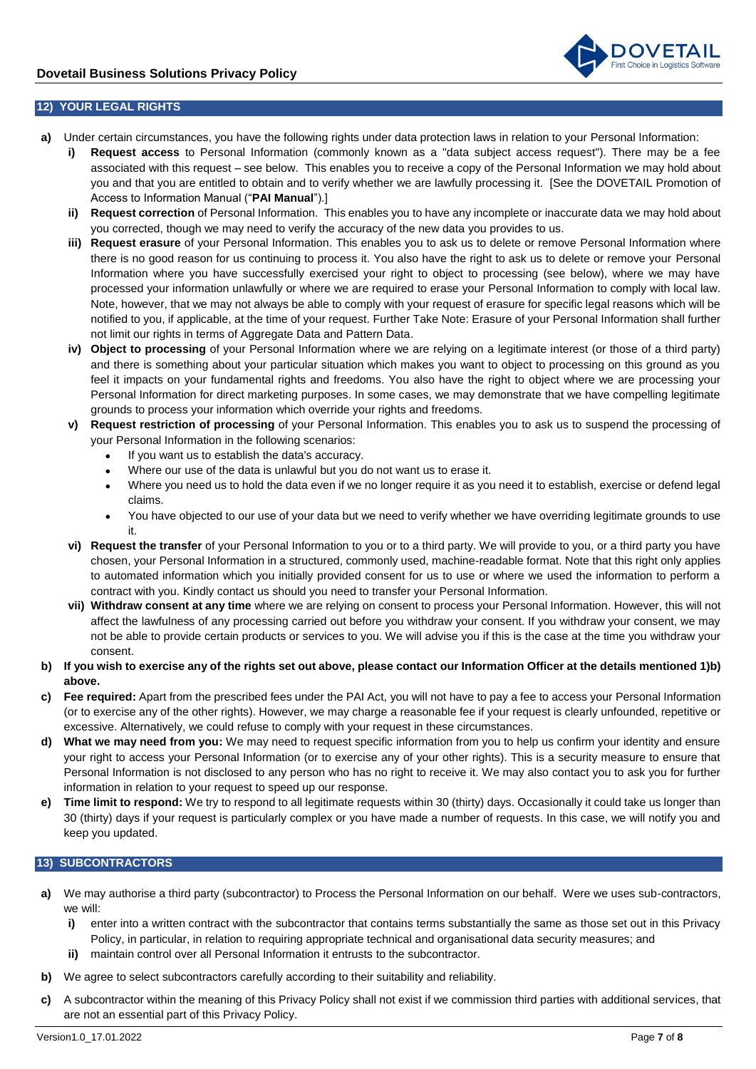## 12) YOUR LEGAL RIGHTS

**a)** Under certain circumstances, you have the following rights under data protection laws in relation to your Personal Information:

   **i)** **Request access** to Personal Information (commonly known as a "data subject access request"). There may be a fee associated with this request – see below. This enables you to receive a copy of the Personal Information we may hold about you and that you are entitled to obtain and to verify whether we are lawfully processing it. [See the DOVETAIL Promotion of Access to Information Manual ("**PAI Manual**").]

   **ii)** **Request correction** of Personal Information. This enables you to have any incomplete or inaccurate data we may hold about you corrected, though we may need to verify the accuracy of the new data you provides to us.

   **iii)** **Request erasure** of your Personal Information. This enables you to ask us to delete or remove Personal Information where there is no good reason for us continuing to process it. You also have the right to ask us to delete or remove your Personal Information where you have successfully exercised your right to object to processing (see below), where we may have processed your information unlawfully or where we are required to erase your Personal Information to comply with local law. Note, however, that we may not always be able to comply with your request of erasure for specific legal reasons which will be notified to you, if applicable, at the time of your request. Further Take Note: Erasure of your Personal Information shall further not limit our rights in terms of Aggregate Data and Pattern Data.

   **iv)** **Object to processing** of your Personal Information where we are relying on a legitimate interest (or those of a third party) and there is something about your particular situation which makes you want to object to processing on this ground as you feel it impacts on your fundamental rights and freedoms. You also have the right to object where we are processing your Personal Information for direct marketing purposes. In some cases, we may demonstrate that we have compelling legitimate grounds to process your information which override your rights and freedoms.

   **v)** **Request restriction of processing** of your Personal Information. This enables you to ask us to suspend the processing of your Personal Information in the following scenarios:

   - If you want us to establish the data's accuracy.
   - Where our use of the data is unlawful but you do not want us to erase it.
   - Where you need us to hold the data even if we no longer require it as you need it to establish, exercise or defend legal claims.
   - You have objected to our use of your data but we need to verify whether we have overriding legitimate grounds to use it.

   **vi)** **Request the transfer** of your Personal Information to you or to a third party. We will provide to you, or a third party you have chosen, your Personal Information in a structured, commonly used, machine-readable format. Note that this right only applies to automated information which you initially provided consent for us to use or where we used the information to perform a contract with you. Kindly contact us should you need to transfer your Personal Information.

   **vii)** **Withdraw consent at any time** where we are relying on consent to process your Personal Information. However, this will not affect the lawfulness of any processing carried out before you withdraw your consent. If you withdraw your consent, we may not be able to provide certain products or services to you. We will advise you if this is the case at the time you withdraw your consent.

**b)** **If you wish to exercise any of the rights set out above, please contact our Information Officer at the details mentioned 1)b) above.**

**c)** **Fee required:** Apart from the prescribed fees under the PAI Act, you will not have to pay a fee to access your Personal Information (or to exercise any of the other rights). However, we may charge a reasonable fee if your request is clearly unfounded, repetitive or excessive. Alternatively, we could refuse to comply with your request in these circumstances.

**d)** **What we may need from you:** We may need to request specific information from you to help us confirm your identity and ensure your right to access your Personal Information (or to exercise any of your other rights). This is a security measure to ensure that Personal Information is not disclosed to any person who has no right to receive it. We may also contact you to ask you for further information in relation to your request to speed up our response.

**e)** **Time limit to respond:** We try to respond to all legitimate requests within 30 (thirty) days. Occasionally it could take us longer than 30 (thirty) days if your request is particularly complex or you have made a number of requests. In this case, we will notify you and keep you updated.

## 13) SUBCONTRACTORS

**a)** We may authorise a third party (subcontractor) to Process the Personal Information on our behalf. Were we uses sub-contractors, we will:

   **i)** enter into a written contract with the subcontractor that contains terms substantially the same as those set out in this Privacy Policy, in particular, in relation to requiring appropriate technical and organisational data security measures; and

   **ii)** maintain control over all Personal Information it entrusts to the subcontractor.

**b)** We agree to select subcontractors carefully according to their suitability and reliability.

**c)** A subcontractor within the meaning of this Privacy Policy shall not exist if we commission third parties with additional services, that are not an essential part of this Privacy Policy.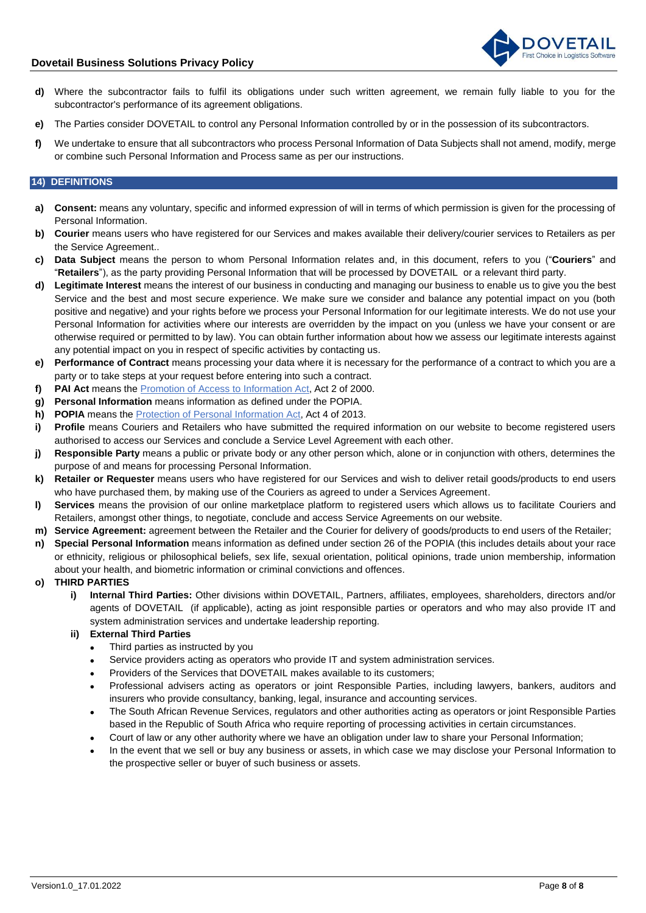**d)** Where the subcontractor fails to fulfil its obligations under such written agreement, we remain fully liable to you for the subcontractor's performance of its agreement obligations.

**e)** The Parties consider DOVETAIL to control any Personal Information controlled by or in the possession of its subcontractors.

**f)** We undertake to ensure that all subcontractors who process Personal Information of Data Subjects shall not amend, modify, merge or combine such Personal Information and Process same as per our instructions.

## 14) DEFINITIONS

**a)** **Consent:** means any voluntary, specific and informed expression of will in terms of which permission is given for the processing of Personal Information.

**b)** **Courier** means users who have registered for our Services and makes available their delivery/courier services to Retailers as per the Service Agreement..

**c)** **Data Subject** means the person to whom Personal Information relates and, in this document, refers to you ("**Couriers**" and "**Retailers**"), as the party providing Personal Information that will be processed by DOVETAIL or a relevant third party.

**d)** **Legitimate Interest** means the interest of our business in conducting and managing our business to enable us to give you the best Service and the best and most secure experience. We make sure we consider and balance any potential impact on you (both positive and negative) and your rights before we process your Personal Information for our legitimate interests. We do not use your Personal Information for activities where our interests are overridden by the impact on you (unless we have your consent or are otherwise required or permitted to by law). You can obtain further information about how we assess our legitimate interests against any potential impact on you in respect of specific activities by contacting us.

**e)** **Performance of Contract** means processing your data where it is necessary for the performance of a contract to which you are a party or to take steps at your request before entering into such a contract.

**f)** **PAI Act** means the Promotion of Access to Information Act, Act 2 of 2000.

**g)** **Personal Information** means information as defined under the POPIA.

**h)** **POPIA** means the Protection of Personal Information Act, Act 4 of 2013.

**i)** **Profile** means Couriers and Retailers who have submitted the required information on our website to become registered users authorised to access our Services and conclude a Service Level Agreement with each other.

**j)** **Responsible Party** means a public or private body or any other person which, alone or in conjunction with others, determines the purpose of and means for processing Personal Information.

**k)** **Retailer or Requester** means users who have registered for our Services and wish to deliver retail goods/products to end users who have purchased them, by making use of the Couriers as agreed to under a Services Agreement.

**l)** **Services** means the provision of our online marketplace platform to registered users which allows us to facilitate Couriers and Retailers, amongst other things, to negotiate, conclude and access Service Agreements on our website.

**m)** **Service Agreement:** agreement between the Retailer and the Courier for delivery of goods/products to end users of the Retailer;

**n)** **Special Personal Information** means information as defined under section 26 of the POPIA (this includes details about your race or ethnicity, religious or philosophical beliefs, sex life, sexual orientation, political opinions, trade union membership, information about your health, and biometric information or criminal convictions and offences.

**o)** **THIRD PARTIES**

**i)** **Internal Third Parties:** Other divisions within DOVETAIL, Partners, affiliates, employees, shareholders, directors and/or agents of DOVETAIL (if applicable), acting as joint responsible parties or operators and who may also provide IT and system administration services and undertake leadership reporting.

**ii)** **External Third Parties**

- Third parties as instructed by you
- Service providers acting as operators who provide IT and system administration services.
- Providers of the Services that DOVETAIL makes available to its customers;
- Professional advisers acting as operators or joint Responsible Parties, including lawyers, bankers, auditors and insurers who provide consultancy, banking, legal, insurance and accounting services.
- The South African Revenue Services, regulators and other authorities acting as operators or joint Responsible Parties based in the Republic of South Africa who require reporting of processing activities in certain circumstances.
- Court of law or any other authority where we have an obligation under law to share your Personal Information;
- In the event that we sell or buy any business or assets, in which case we may disclose your Personal Information to the prospective seller or buyer of such business or assets.